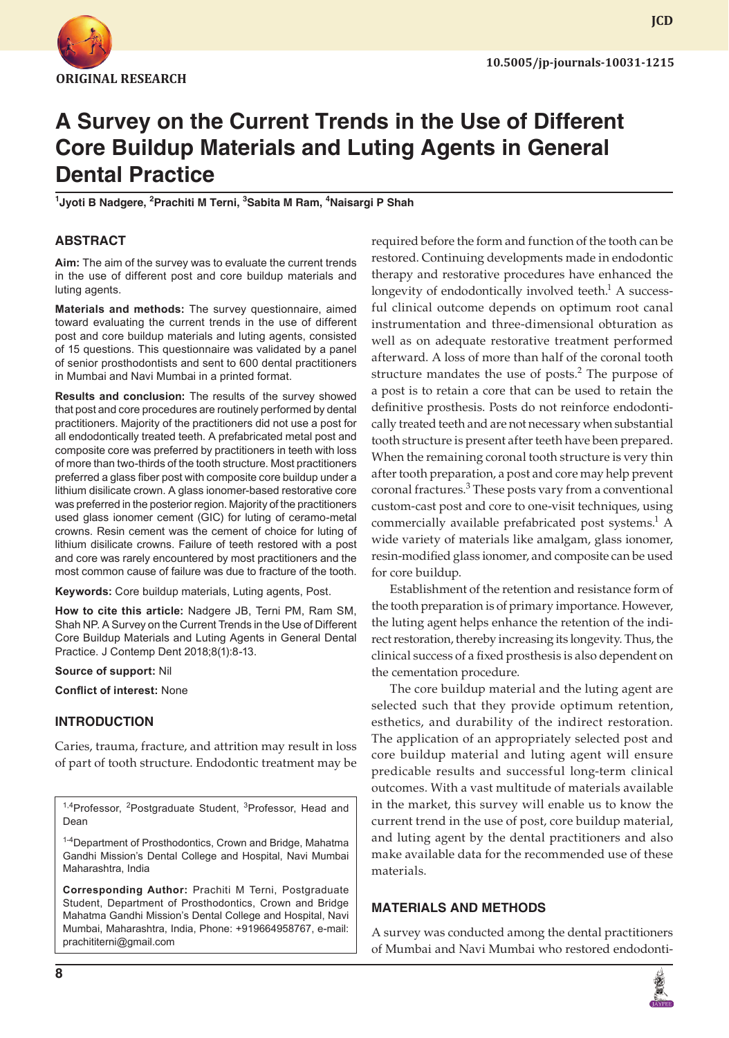ORIGINAL RESEARCH

10.5005/jp-journals-10031-1215

# A Survey on the Current Trends in the Use of Different Core Buildup Materials and Luting Agents in General Dental Practice

[1]Jyoti B Nadgere, [2]Prachiti M Terni, [3]Sabita M Ram, [4]Naisargi P Shah

## ABSTRACT

**Aim:** The aim of the survey was to evaluate the current trends in the use of different post and core buildup materials and luting agents.

**Materials and methods:** The survey questionnaire, aimed toward evaluating the current trends in the use of different post and core buildup materials and luting agents, consisted of 15 questions. This questionnaire was validated by a panel of senior prosthodontists and sent to 600 dental practitioners in Mumbai and Navi Mumbai in a printed format.

**Results and conclusion:** The results of the survey showed that post and core procedures are routinely performed by dental practitioners. Majority of the practitioners did not use a post for all endodontically treated teeth. A prefabricated metal post and composite core was preferred by practitioners in teeth with loss of more than two-thirds of the tooth structure. Most practitioners preferred a glass fiber post with composite core buildup under a lithium disilicate crown. A glass ionomer-based restorative core was preferred in the posterior region. Majority of the practitioners used glass ionomer cement (GIC) for luting of ceramo-metal crowns. Resin cement was the cement of choice for luting of lithium disilicate crowns. Failure of teeth restored with a post and core was rarely encountered by most practitioners and the most common cause of failure was due to fracture of the tooth.

**Keywords:** Core buildup materials, Luting agents, Post.

**How to cite this article:** Nadgere JB, Terni PM, Ram SM, Shah NP. A Survey on the Current Trends in the Use of Different Core Buildup Materials and Luting Agents in General Dental Practice. J Contemp Dent 2018;8(1):8-13.

**Source of support:** Nil

**Conflict of interest:** None

## INTRODUCTION

Caries, trauma, fracture, and attrition may result in loss of part of tooth structure. Endodontic treatment may be required before the form and function of the tooth can be restored. Continuing developments made in endodontic therapy and restorative procedures have enhanced the longevity of endodontically involved teeth.[1] A successful clinical outcome depends on optimum root canal instrumentation and three-dimensional obturation as well as on adequate restorative treatment performed afterward. A loss of more than half of the coronal tooth structure mandates the use of posts.[2] The purpose of a post is to retain a core that can be used to retain the definitive prosthesis. Posts do not reinforce endodontically treated teeth and are not necessary when substantial tooth structure is present after teeth have been prepared. When the remaining coronal tooth structure is very thin after tooth preparation, a post and core may help prevent coronal fractures.[3] These posts vary from a conventional custom-cast post and core to one-visit techniques, using commercially available prefabricated post systems.[1] A wide variety of materials like amalgam, glass ionomer, resin-modified glass ionomer, and composite can be used for core buildup.

Establishment of the retention and resistance form of the tooth preparation is of primary importance. However, the luting agent helps enhance the retention of the indirect restoration, thereby increasing its longevity. Thus, the clinical success of a fixed prosthesis is also dependent on the cementation procedure.

The core buildup material and the luting agent are selected such that they provide optimum retention, esthetics, and durability of the indirect restoration. The application of an appropriately selected post and core buildup material and luting agent will ensure predicable results and successful long-term clinical outcomes. With a vast multitude of materials available in the market, this survey will enable us to know the current trend in the use of post, core buildup material, and luting agent by the dental practitioners and also make available data for the recommended use of these materials.

## MATERIALS AND METHODS

A survey was conducted among the dental practitioners of Mumbai and Navi Mumbai who restored endodonti-

---

[1,4]Professor, [2]Postgraduate Student, [3]Professor, Head and Dean

[1-4]Department of Prosthodontics, Crown and Bridge, Mahatma Gandhi Mission's Dental College and Hospital, Navi Mumbai Maharashtra, India

**Corresponding Author:** Prachiti M Terni, Postgraduate Student, Department of Prosthodontics, Crown and Bridge Mahatma Gandhi Mission's Dental College and Hospital, Navi Mumbai, Maharashtra, India, Phone: +919664958767, e-mail: prachititerni@gmail.com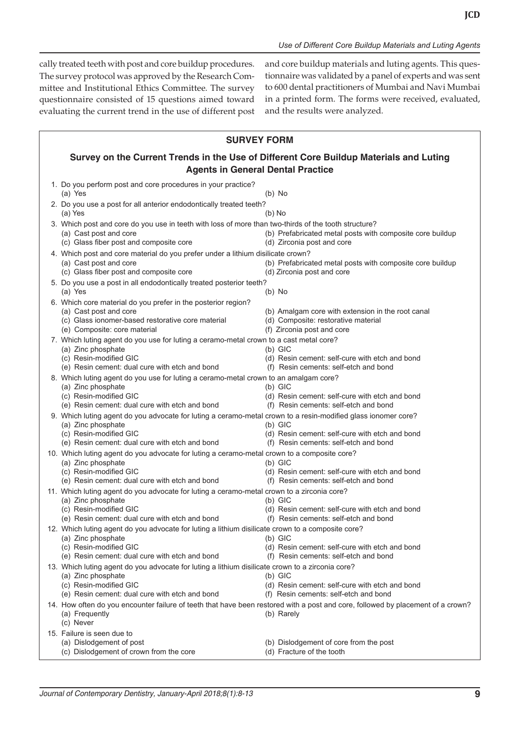cally treated teeth with post and core buildup procedures. The survey protocol was approved by the Research Committee and Institutional Ethics Committee. The survey questionnaire consisted of 15 questions aimed toward evaluating the current trend in the use of different post and core buildup materials and luting agents. This questionnaire was validated by a panel of experts and was sent to 600 dental practitioners of Mumbai and Navi Mumbai in a printed form. The forms were received, evaluated, and the results were analyzed.

## SURVEY FORM

### Survey on the Current Trends in the Use of Different Core Buildup Materials and Luting Agents in General Dental Practice

1. Do you perform post and core procedures in your practice?
   (a) Yes
   (b) No
2. Do you use a post for all anterior endodontically treated teeth?
   (a) Yes
   (b) No
3. Which post and core do you use in teeth with loss of more than two-thirds of the tooth structure?
   (a) Cast post and core
   (b) Prefabricated metal posts with composite core buildup
   (c) Glass fiber post and composite core
   (d) Zirconia post and core
4. Which post and core material do you prefer under a lithium disilicate crown?
   (a) Cast post and core
   (b) Prefabricated metal posts with composite core buildup
   (c) Glass fiber post and composite core
   (d) Zirconia post and core
5. Do you use a post in all endodontically treated posterior teeth?
   (a) Yes
   (b) No
6. Which core material do you prefer in the posterior region?
   (a) Cast post and core
   (b) Amalgam core with extension in the root canal
   (c) Glass ionomer-based restorative core material
   (d) Composite: restorative material
   (e) Composite: core material
   (f) Zirconia post and core
7. Which luting agent do you use for luting a ceramo-metal crown to a cast metal core?
   (a) Zinc phosphate
   (b) GIC
   (c) Resin-modified GIC
   (d) Resin cement: self-cure with etch and bond
   (e) Resin cement: dual cure with etch and bond
   (f) Resin cements: self-etch and bond
8. Which luting agent do you use for luting a ceramo-metal crown to an amalgam core?
   (a) Zinc phosphate
   (b) GIC
   (c) Resin-modified GIC
   (d) Resin cement: self-cure with etch and bond
   (e) Resin cement: dual cure with etch and bond
   (f) Resin cements: self-etch and bond
9. Which luting agent do you advocate for luting a ceramo-metal crown to a resin-modified glass ionomer core?
   (a) Zinc phosphate
   (b) GIC
   (c) Resin-modified GIC
   (d) Resin cement: self-cure with etch and bond
   (e) Resin cement: dual cure with etch and bond
   (f) Resin cements: self-etch and bond
10. Which luting agent do you advocate for luting a ceramo-metal crown to a composite core?
    (a) Zinc phosphate
    (b) GIC
    (c) Resin-modified GIC
    (d) Resin cement: self-cure with etch and bond
    (e) Resin cement: dual cure with etch and bond
    (f) Resin cements: self-etch and bond
11. Which luting agent do you advocate for luting a ceramo-metal crown to a zirconia core?
    (a) Zinc phosphate
    (b) GIC
    (c) Resin-modified GIC
    (d) Resin cement: self-cure with etch and bond
    (e) Resin cement: dual cure with etch and bond
    (f) Resin cements: self-etch and bond
12. Which luting agent do you advocate for luting a lithium disilicate crown to a composite core?
    (a) Zinc phosphate
    (b) GIC
    (c) Resin-modified GIC
    (d) Resin cement: self-cure with etch and bond
    (e) Resin cement: dual cure with etch and bond
    (f) Resin cements: self-etch and bond
13. Which luting agent do you advocate for luting a lithium disilicate crown to a zirconia core?
    (a) Zinc phosphate
    (b) GIC
    (c) Resin-modified GIC
    (d) Resin cement: self-cure with etch and bond
    (e) Resin cement: dual cure with etch and bond
    (f) Resin cements: self-etch and bond
14. How often do you encounter failure of teeth that have been restored with a post and core, followed by placement of a crown?
    (a) Frequently
    (b) Rarely
    (c) Never
15. Failure is seen due to
    (a) Dislodgement of post
    (b) Dislodgement of core from the post
    (c) Dislodgement of crown from the core
    (d) Fracture of the tooth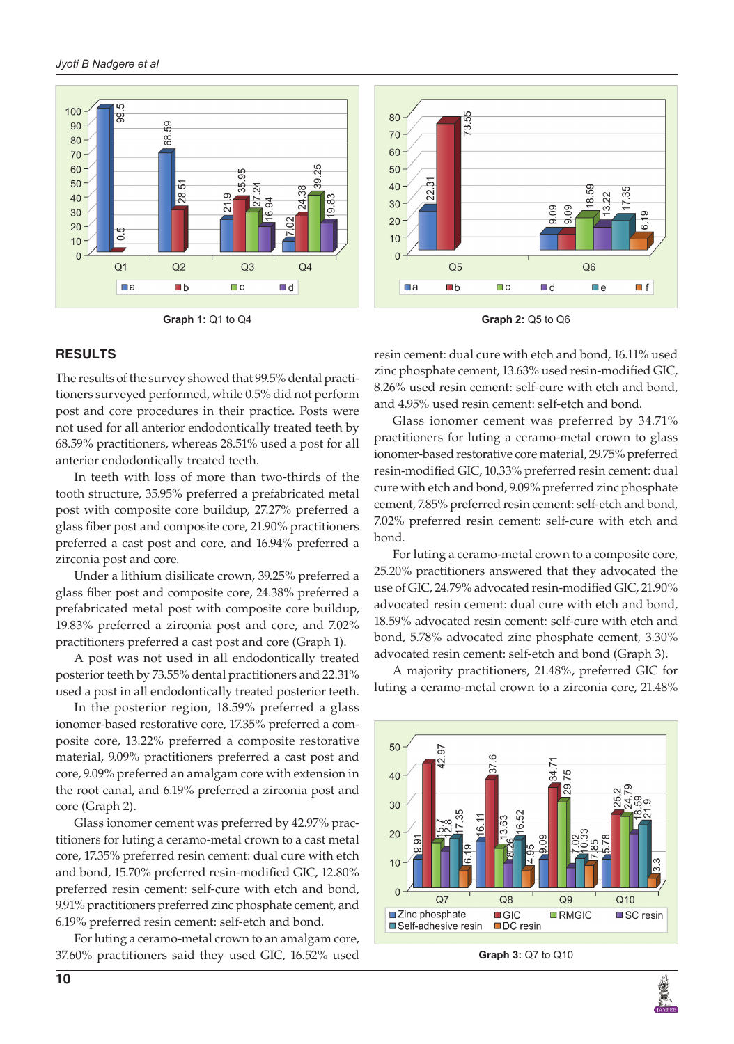Graph 1: Q1 to Q4

Graph 2: Q5 to Q6

## RESULTS

The results of the survey showed that 99.5% dental practitioners surveyed performed, while 0.5% did not perform post and core procedures in their practice. Posts were not used for all anterior endodontically treated teeth by 68.59% practitioners, whereas 28.51% used a post for all anterior endodontically treated teeth.

In teeth with loss of more than two-thirds of the tooth structure, 35.95% preferred a prefabricated metal post with composite core buildup, 27.27% preferred a glass fiber post and composite core, 21.90% practitioners preferred a cast post and core, and 16.94% preferred a zirconia post and core.

Under a lithium disilicate crown, 39.25% preferred a glass fiber post and composite core, 24.38% preferred a prefabricated metal post with composite core buildup, 19.83% preferred a zirconia post and core, and 7.02% practitioners preferred a cast post and core (Graph 1).

A post was not used in all endodontically treated posterior teeth by 73.55% dental practitioners and 22.31% used a post in all endodontically treated posterior teeth.

In the posterior region, 18.59% preferred a glass ionomer-based restorative core, 17.35% preferred a composite core, 13.22% preferred a composite restorative material, 9.09% practitioners preferred a cast post and core, 9.09% preferred an amalgam core with extension in the root canal, and 6.19% preferred a zirconia post and core (Graph 2).

Glass ionomer cement was preferred by 42.97% practitioners for luting a ceramo-metal crown to a cast metal core, 17.35% preferred resin cement: dual cure with etch and bond, 15.70% preferred resin-modified GIC, 12.80% preferred resin cement: self-cure with etch and bond, 9.91% practitioners preferred zinc phosphate cement, and 6.19% preferred resin cement: self-etch and bond.

For luting a ceramo-metal crown to an amalgam core, 37.60% practitioners said they used GIC, 16.52% used resin cement: dual cure with etch and bond, 16.11% used zinc phosphate cement, 13.63% used resin-modified GIC, 8.26% used resin cement: self-cure with etch and bond, and 4.95% used resin cement: self-etch and bond.

Glass ionomer cement was preferred by 34.71% practitioners for luting a ceramo-metal crown to glass ionomer-based restorative core material, 29.75% preferred resin-modified GIC, 10.33% preferred resin cement: dual cure with etch and bond, 9.09% preferred zinc phosphate cement, 7.85% preferred resin cement: self-etch and bond, 7.02% preferred resin cement: self-cure with etch and bond.

For luting a ceramo-metal crown to a composite core, 25.20% practitioners answered that they advocated the use of GIC, 24.79% advocated resin-modified GIC, 21.90% advocated resin cement: dual cure with etch and bond, 18.59% advocated resin cement: self-cure with etch and bond, 5.78% advocated zinc phosphate cement, 3.30% advocated resin cement: self-etch and bond (Graph 3).

A majority practitioners, 21.48%, preferred GIC for luting a ceramo-metal crown to a zirconia core, 21.48%

Graph 3: Q7 to Q10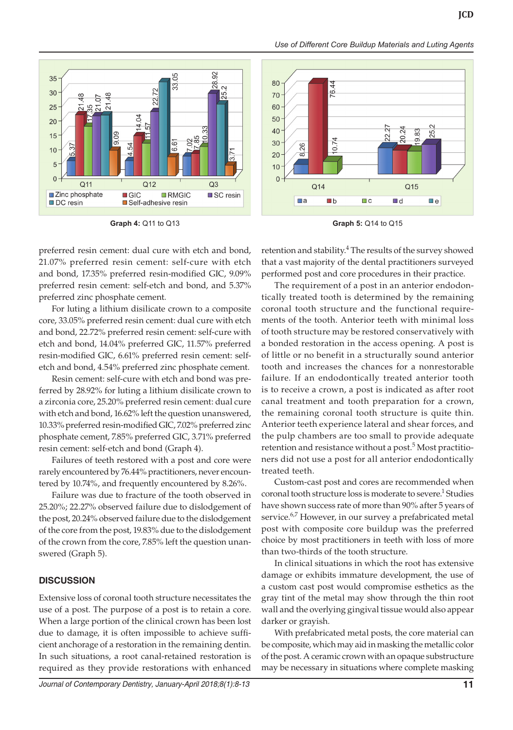Graph 4: Q11 to Q13

Graph 5: Q14 to Q15

preferred resin cement: dual cure with etch and bond, 21.07% preferred resin cement: self-cure with etch and bond, 17.35% preferred resin-modified GIC, 9.09% preferred resin cement: self-etch and bond, and 5.37% preferred zinc phosphate cement.

For luting a lithium disilicate crown to a composite core, 33.05% preferred resin cement: dual cure with etch and bond, 22.72% preferred resin cement: self-cure with etch and bond, 14.04% preferred GIC, 11.57% preferred resin-modified GIC, 6.61% preferred resin cement: self-etch and bond, 4.54% preferred zinc phosphate cement.

Resin cement: self-cure with etch and bond was preferred by 28.92% for luting a lithium disilicate crown to a zirconia core, 25.20% preferred resin cement: dual cure with etch and bond, 16.62% left the question unanswered, 10.33% preferred resin-modified GIC, 7.02% preferred zinc phosphate cement, 7.85% preferred GIC, 3.71% preferred resin cement: self-etch and bond (Graph 4).

Failures of teeth restored with a post and core were rarely encountered by 76.44% practitioners, never encountered by 10.74%, and frequently encountered by 8.26%.

Failure was due to fracture of the tooth observed in 25.20%; 22.27% observed failure due to dislodgement of the post, 20.24% observed failure due to the dislodgement of the core from the post, 19.83% due to the dislodgement of the crown from the core, 7.85% left the question unanswered (Graph 5).

## DISCUSSION

Extensive loss of coronal tooth structure necessitates the use of a post. The purpose of a post is to retain a core. When a large portion of the clinical crown has been lost due to damage, it is often impossible to achieve sufficient anchorage of a restoration in the remaining dentin. In such situations, a root canal-retained restoration is required as they provide restorations with enhanced retention and stability.[4] The results of the survey showed that a vast majority of the dental practitioners surveyed performed post and core procedures in their practice.

The requirement of a post in an anterior endodontically treated tooth is determined by the remaining coronal tooth structure and the functional requirements of the tooth. Anterior teeth with minimal loss of tooth structure may be restored conservatively with a bonded restoration in the access opening. A post is of little or no benefit in a structurally sound anterior tooth and increases the chances for a nonrestorable failure. If an endodontically treated anterior tooth is to receive a crown, a post is indicated as after root canal treatment and tooth preparation for a crown, the remaining coronal tooth structure is quite thin. Anterior teeth experience lateral and shear forces, and the pulp chambers are too small to provide adequate retention and resistance without a post.[5] Most practitioners did not use a post for all anterior endodontically treated teeth.

Custom-cast post and cores are recommended when coronal tooth structure loss is moderate to severe.[1] Studies have shown success rate of more than 90% after 5 years of service.[6,7] However, in our survey a prefabricated metal post with composite core buildup was the preferred choice by most practitioners in teeth with loss of more than two-thirds of the tooth structure.

In clinical situations in which the root has extensive damage or exhibits immature development, the use of a custom cast post would compromise esthetics as the gray tint of the metal may show through the thin root wall and the overlying gingival tissue would also appear darker or grayish.

With prefabricated metal posts, the core material can be composite, which may aid in masking the metallic color of the post. A ceramic crown with an opaque substructure may be necessary in situations where complete masking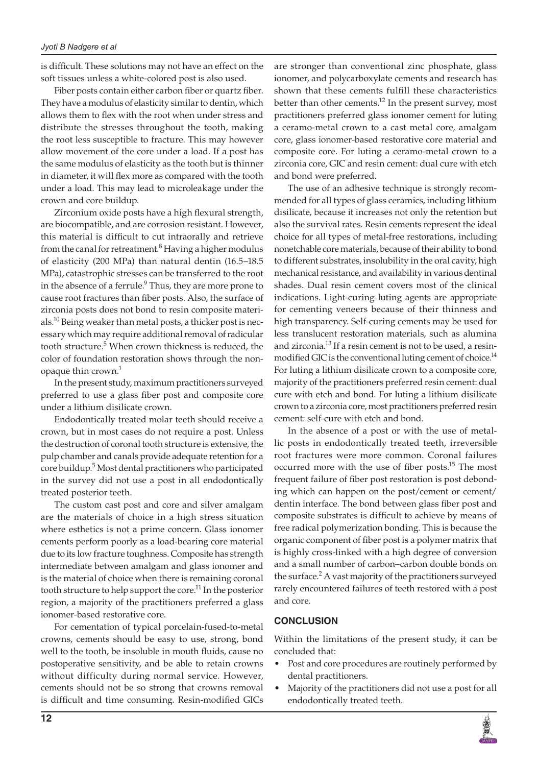is difficult. These solutions may not have an effect on the soft tissues unless a white-colored post is also used.

Fiber posts contain either carbon fiber or quartz fiber. They have a modulus of elasticity similar to dentin, which allows them to flex with the root when under stress and distribute the stresses throughout the tooth, making the root less susceptible to fracture. This may however allow movement of the core under a load. If a post has the same modulus of elasticity as the tooth but is thinner in diameter, it will flex more as compared with the tooth under a load. This may lead to microleakage under the crown and core buildup.

Zirconium oxide posts have a high flexural strength, are biocompatible, and are corrosion resistant. However, this material is difficult to cut intraorally and retrieve from the canal for retreatment.[8] Having a higher modulus of elasticity (200 MPa) than natural dentin (16.5–18.5 MPa), catastrophic stresses can be transferred to the root in the absence of a ferrule.[9] Thus, they are more prone to cause root fractures than fiber posts. Also, the surface of zirconia posts does not bond to resin composite materials.[10] Being weaker than metal posts, a thicker post is necessary which may require additional removal of radicular tooth structure.[5] When crown thickness is reduced, the color of foundation restoration shows through the nonopaque thin crown.[1]

In the present study, maximum practitioners surveyed preferred to use a glass fiber post and composite core under a lithium disilicate crown.

Endodontically treated molar teeth should receive a crown, but in most cases do not require a post. Unless the destruction of coronal tooth structure is extensive, the pulp chamber and canals provide adequate retention for a core buildup.[5] Most dental practitioners who participated in the survey did not use a post in all endodontically treated posterior teeth.

The custom cast post and core and silver amalgam are the materials of choice in a high stress situation where esthetics is not a prime concern. Glass ionomer cements perform poorly as a load-bearing core material due to its low fracture toughness. Composite has strength intermediate between amalgam and glass ionomer and is the material of choice when there is remaining coronal tooth structure to help support the core.[11] In the posterior region, a majority of the practitioners preferred a glass ionomer-based restorative core.

For cementation of typical porcelain-fused-to-metal crowns, cements should be easy to use, strong, bond well to the tooth, be insoluble in mouth fluids, cause no postoperative sensitivity, and be able to retain crowns without difficulty during normal service. However, cements should not be so strong that crowns removal is difficult and time consuming. Resin-modified GICs are stronger than conventional zinc phosphate, glass ionomer, and polycarboxylate cements and research has shown that these cements fulfill these characteristics better than other cements.[12] In the present survey, most practitioners preferred glass ionomer cement for luting a ceramo-metal crown to a cast metal core, amalgam core, glass ionomer-based restorative core material and composite core. For luting a ceramo-metal crown to a zirconia core, GIC and resin cement: dual cure with etch and bond were preferred.

The use of an adhesive technique is strongly recommended for all types of glass ceramics, including lithium disilicate, because it increases not only the retention but also the survival rates. Resin cements represent the ideal choice for all types of metal-free restorations, including nonetchable core materials, because of their ability to bond to different substrates, insolubility in the oral cavity, high mechanical resistance, and availability in various dentinal shades. Dual resin cement covers most of the clinical indications. Light-curing luting agents are appropriate for cementing veneers because of their thinness and high transparency. Self-curing cements may be used for less translucent restoration materials, such as alumina and zirconia.[13] If a resin cement is not to be used, a resin-modified GIC is the conventional luting cement of choice.[14] For luting a lithium disilicate crown to a composite core, majority of the practitioners preferred resin cement: dual cure with etch and bond. For luting a lithium disilicate crown to a zirconia core, most practitioners preferred resin cement: self-cure with etch and bond.

In the absence of a post or with the use of metallic posts in endodontically treated teeth, irreversible root fractures were more common. Coronal failures occurred more with the use of fiber posts.[15] The most frequent failure of fiber post restoration is post debonding which can happen on the post/cement or cement/dentin interface. The bond between glass fiber post and composite substrates is difficult to achieve by means of free radical polymerization bonding. This is because the organic component of fiber post is a polymer matrix that is highly cross-linked with a high degree of conversion and a small number of carbon–carbon double bonds on the surface.[2] A vast majority of the practitioners surveyed rarely encountered failures of teeth restored with a post and core.

## CONCLUSION

Within the limitations of the present study, it can be concluded that:

- Post and core procedures are routinely performed by dental practitioners.
- Majority of the practitioners did not use a post for all endodontically treated teeth.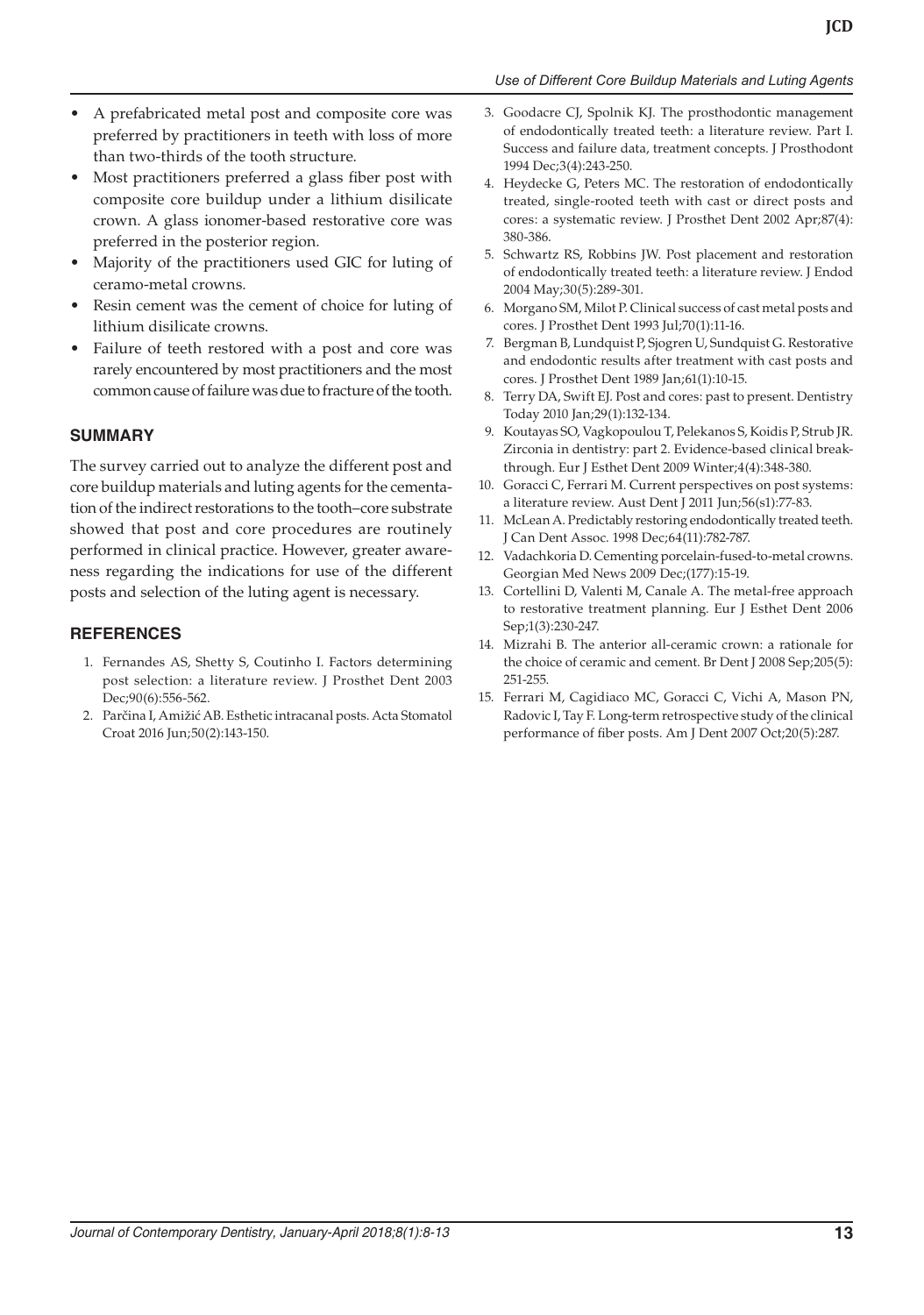- A prefabricated metal post and composite core was preferred by practitioners in teeth with loss of more than two-thirds of the tooth structure.
- Most practitioners preferred a glass fiber post with composite core buildup under a lithium disilicate crown. A glass ionomer-based restorative core was preferred in the posterior region.
- Majority of the practitioners used GIC for luting of ceramo-metal crowns.
- Resin cement was the cement of choice for luting of lithium disilicate crowns.
- Failure of teeth restored with a post and core was rarely encountered by most practitioners and the most common cause of failure was due to fracture of the tooth.

## SUMMARY

The survey carried out to analyze the different post and core buildup materials and luting agents for the cementation of the indirect restorations to the tooth–core substrate showed that post and core procedures are routinely performed in clinical practice. However, greater awareness regarding the indications for use of the different posts and selection of the luting agent is necessary.

## REFERENCES

1. Fernandes AS, Shetty S, Coutinho I. Factors determining post selection: a literature review. J Prosthet Dent 2003 Dec;90(6):556-562.
2. Parčina I, Amižić AB. Esthetic intracanal posts. Acta Stomatol Croat 2016 Jun;50(2):143-150.
3. Goodacre CJ, Spolnik KJ. The prosthodontic management of endodontically treated teeth: a literature review. Part I. Success and failure data, treatment concepts. J Prosthodont 1994 Dec;3(4):243-250.
4. Heydecke G, Peters MC. The restoration of endodontically treated, single-rooted teeth with cast or direct posts and cores: a systematic review. J Prosthet Dent 2002 Apr;87(4): 380-386.
5. Schwartz RS, Robbins JW. Post placement and restoration of endodontically treated teeth: a literature review. J Endod 2004 May;30(5):289-301.
6. Morgano SM, Milot P. Clinical success of cast metal posts and cores. J Prosthet Dent 1993 Jul;70(1):11-16.
7. Bergman B, Lundquist P, Sjogren U, Sundquist G. Restorative and endodontic results after treatment with cast posts and cores. J Prosthet Dent 1989 Jan;61(1):10-15.
8. Terry DA, Swift EJ. Post and cores: past to present. Dentistry Today 2010 Jan;29(1):132-134.
9. Koutayas SO, Vagkopoulou T, Pelekanos S, Koidis P, Strub JR. Zirconia in dentistry: part 2. Evidence-based clinical breakthrough. Eur J Esthet Dent 2009 Winter;4(4):348-380.
10. Goracci C, Ferrari M. Current perspectives on post systems: a literature review. Aust Dent J 2011 Jun;56(s1):77-83.
11. McLean A. Predictably restoring endodontically treated teeth. J Can Dent Assoc. 1998 Dec;64(11):782-787.
12. Vadachkoria D. Cementing porcelain-fused-to-metal crowns. Georgian Med News 2009 Dec;(177):15-19.
13. Cortellini D, Valenti M, Canale A. The metal-free approach to restorative treatment planning. Eur J Esthet Dent 2006 Sep;1(3):230-247.
14. Mizrahi B. The anterior all-ceramic crown: a rationale for the choice of ceramic and cement. Br Dent J 2008 Sep;205(5): 251-255.
15. Ferrari M, Cagidiaco MC, Goracci C, Vichi A, Mason PN, Radovic I, Tay F. Long-term retrospective study of the clinical performance of fiber posts. Am J Dent 2007 Oct;20(5):287.